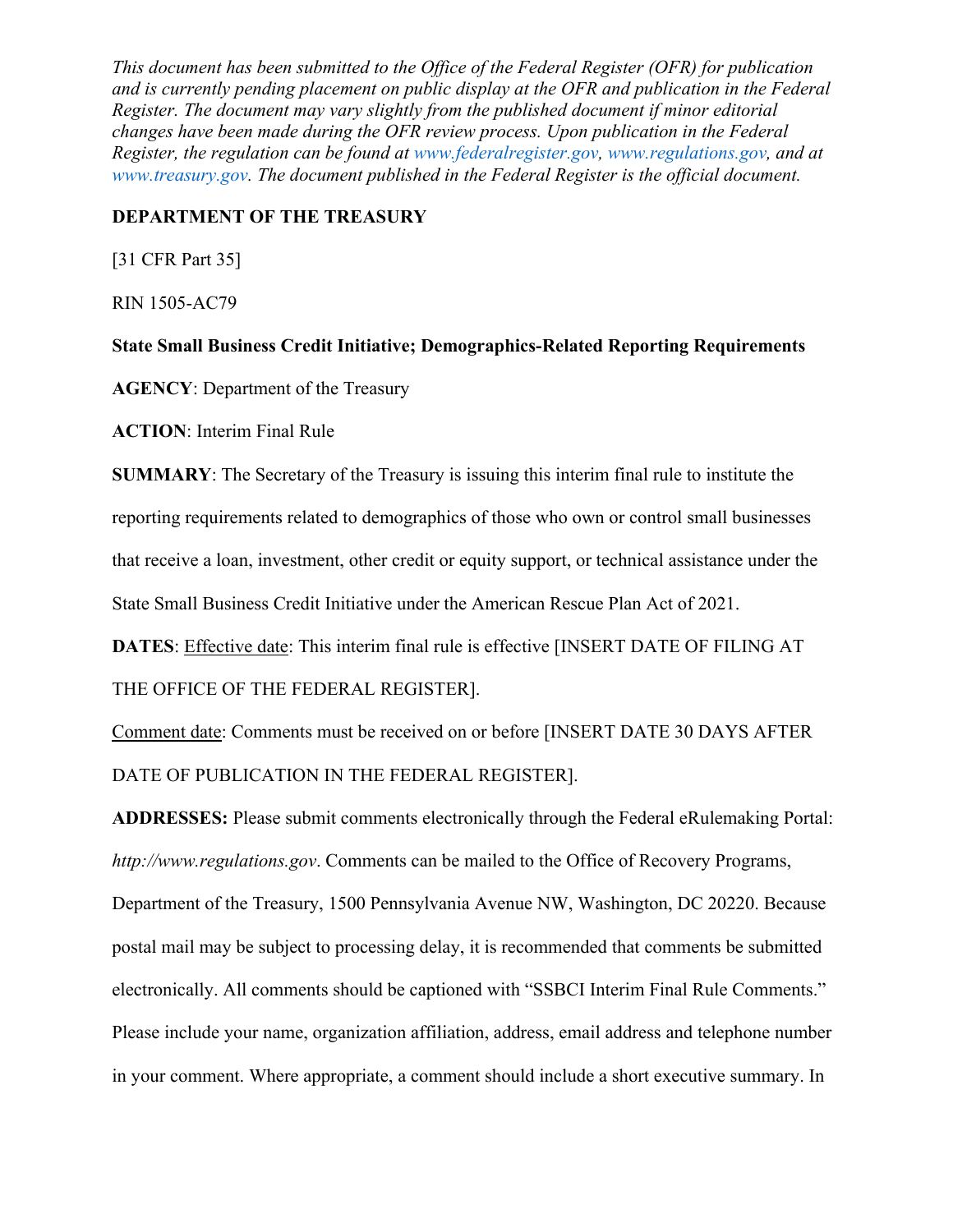*This document has been submitted to the Office of the Federal Register (OFR) for publication and is currently pending placement on public display at the OFR and publication in the Federal Register. The document may vary slightly from the published document if minor editorial changes have been made during the OFR review process. Upon publication in the Federal Register, the regulation can be found at www.federalregister.gov, www.regulations.gov, and at www.treasury.gov. The document published in the Federal Register is the official document.*

**DEPARTMENT OF THE TREASURY**

[31 CFR Part 35]

RIN 1505-AC79

**State Small Business Credit Initiative; Demographics-Related Reporting Requirements**

**AGENCY**: Department of the Treasury

**ACTION**: Interim Final Rule

**SUMMARY**: The Secretary of the Treasury is issuing this interim final rule to institute the reporting requirements related to demographics of those who own or control small businesses that receive a loan, investment, other credit or equity support, or technical assistance under the State Small Business Credit Initiative under the American Rescue Plan Act of 2021.

**DATES**: Effective date: This interim final rule is effective [INSERT DATE OF FILING AT THE OFFICE OF THE FEDERAL REGISTER].

Comment date: Comments must be received on or before [INSERT DATE 30 DAYS AFTER DATE OF PUBLICATION IN THE FEDERAL REGISTER].

**ADDRESSES:** Please submit comments electronically through the Federal eRulemaking Portal: *http://www.regulations.gov*. Comments can be mailed to the Office of Recovery Programs, Department of the Treasury, 1500 Pennsylvania Avenue NW, Washington, DC 20220. Because postal mail may be subject to processing delay, it is recommended that comments be submitted electronically. All comments should be captioned with "SSBCI Interim Final Rule Comments." Please include your name, organization affiliation, address, email address and telephone number in your comment. Where appropriate, a comment should include a short executive summary. In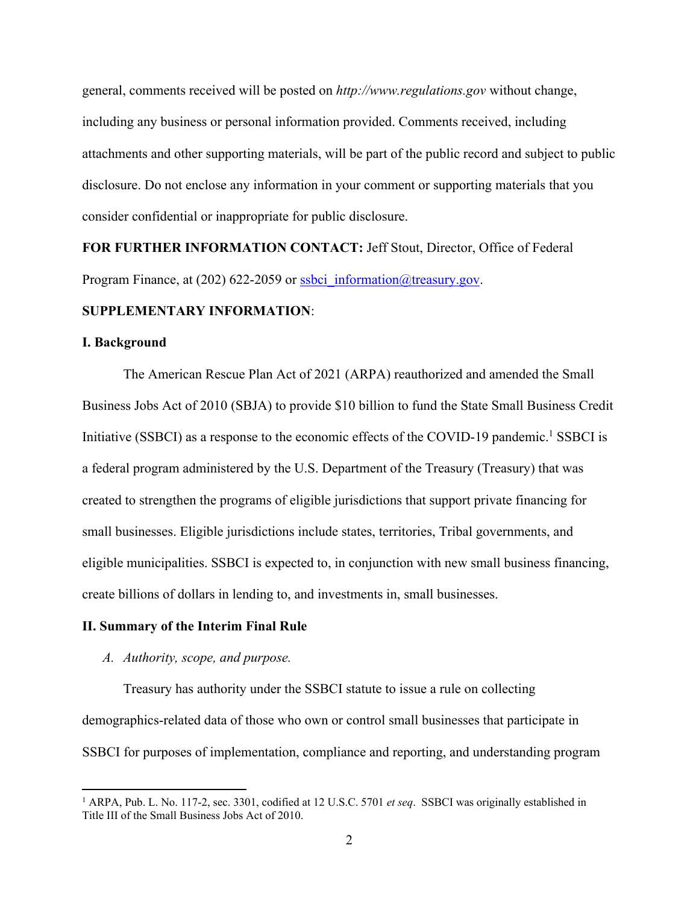general, comments received will be posted on *http://www.regulations.gov* without change, including any business or personal information provided. Comments received, including attachments and other supporting materials, will be part of the public record and subject to public disclosure. Do not enclose any information in your comment or supporting materials that you consider confidential or inappropriate for public disclosure.

**FOR FURTHER INFORMATION CONTACT:** Jeff Stout, Director, Office of Federal Program Finance, at (202) 622-2059 or ssbci_information@treasury.gov.

**SUPPLEMENTARY INFORMATION**:

**I. Background**

The American Rescue Plan Act of 2021 (ARPA) reauthorized and amended the Small Business Jobs Act of 2010 (SBJA) to provide $10 billion to fund the State Small Business Credit Initiative (SSBCI) as a response to the economic effects of the COVID-19 pandemic.[1] SSBCI is a federal program administered by the U.S. Department of the Treasury (Treasury) that was created to strengthen the programs of eligible jurisdictions that support private financing for small businesses. Eligible jurisdictions include states, territories, Tribal governments, and eligible municipalities. SSBCI is expected to, in conjunction with new small business financing, create billions of dollars in lending to, and investments in, small businesses.

**II. Summary of the Interim Final Rule**

*A. Authority, scope, and purpose.*

Treasury has authority under the SSBCI statute to issue a rule on collecting demographics-related data of those who own or control small businesses that participate in SSBCI for purposes of implementation, compliance and reporting, and understanding program

---

[1] ARPA, Pub. L. No. 117-2, sec. 3301, codified at 12 U.S.C. 5701 *et seq*. SSBCI was originally established in Title III of the Small Business Jobs Act of 2010.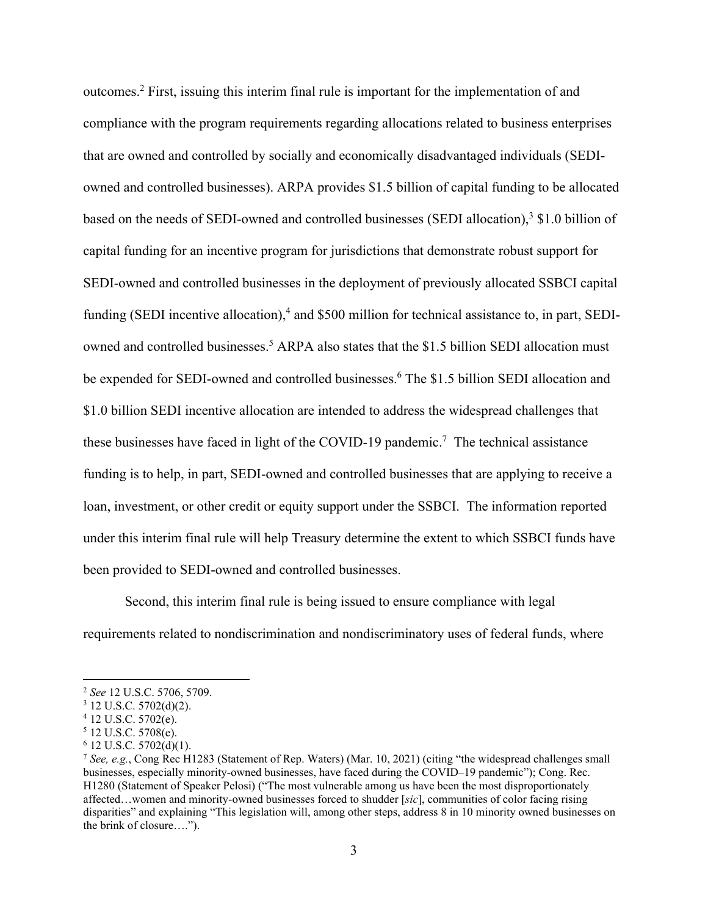outcomes.[2] First, issuing this interim final rule is important for the implementation of and compliance with the program requirements regarding allocations related to business enterprises that are owned and controlled by socially and economically disadvantaged individuals (SEDI-owned and controlled businesses). ARPA provides $1.5 billion of capital funding to be allocated based on the needs of SEDI-owned and controlled businesses (SEDI allocation),[3] $1.0 billion of capital funding for an incentive program for jurisdictions that demonstrate robust support for SEDI-owned and controlled businesses in the deployment of previously allocated SSBCI capital funding (SEDI incentive allocation),[4] and $500 million for technical assistance to, in part, SEDI-owned and controlled businesses.[5] ARPA also states that the $1.5 billion SEDI allocation must be expended for SEDI-owned and controlled businesses.[6] The $1.5 billion SEDI allocation and $1.0 billion SEDI incentive allocation are intended to address the widespread challenges that these businesses have faced in light of the COVID-19 pandemic.[7] The technical assistance funding is to help, in part, SEDI-owned and controlled businesses that are applying to receive a loan, investment, or other credit or equity support under the SSBCI. The information reported under this interim final rule will help Treasury determine the extent to which SSBCI funds have been provided to SEDI-owned and controlled businesses.

Second, this interim final rule is being issued to ensure compliance with legal requirements related to nondiscrimination and nondiscriminatory uses of federal funds, where

---

[2] *See* 12 U.S.C. 5706, 5709.

[3] 12 U.S.C. 5702(d)(2).

[4] 12 U.S.C. 5702(e).

[5] 12 U.S.C. 5708(e).

[6] 12 U.S.C. 5702(d)(1).

[7] *See, e.g.*, Cong Rec H1283 (Statement of Rep. Waters) (Mar. 10, 2021) (citing "the widespread challenges small businesses, especially minority-owned businesses, have faced during the COVID–19 pandemic"); Cong. Rec. H1280 (Statement of Speaker Pelosi) ("The most vulnerable among us have been the most disproportionately affected…women and minority-owned businesses forced to shudder [*sic*], communities of color facing rising disparities" and explaining "This legislation will, among other steps, address 8 in 10 minority owned businesses on the brink of closure….").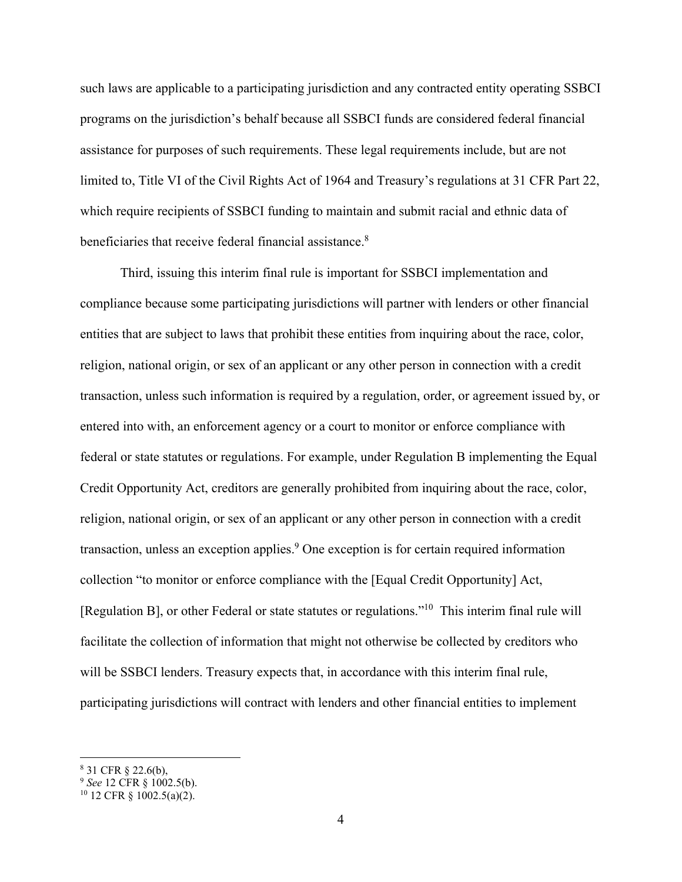such laws are applicable to a participating jurisdiction and any contracted entity operating SSBCI programs on the jurisdiction's behalf because all SSBCI funds are considered federal financial assistance for purposes of such requirements. These legal requirements include, but are not limited to, Title VI of the Civil Rights Act of 1964 and Treasury's regulations at 31 CFR Part 22, which require recipients of SSBCI funding to maintain and submit racial and ethnic data of beneficiaries that receive federal financial assistance.[8]

Third, issuing this interim final rule is important for SSBCI implementation and compliance because some participating jurisdictions will partner with lenders or other financial entities that are subject to laws that prohibit these entities from inquiring about the race, color, religion, national origin, or sex of an applicant or any other person in connection with a credit transaction, unless such information is required by a regulation, order, or agreement issued by, or entered into with, an enforcement agency or a court to monitor or enforce compliance with federal or state statutes or regulations. For example, under Regulation B implementing the Equal Credit Opportunity Act, creditors are generally prohibited from inquiring about the race, color, religion, national origin, or sex of an applicant or any other person in connection with a credit transaction, unless an exception applies.[9] One exception is for certain required information collection "to monitor or enforce compliance with the [Equal Credit Opportunity] Act, [Regulation B], or other Federal or state statutes or regulations."[10] This interim final rule will facilitate the collection of information that might not otherwise be collected by creditors who will be SSBCI lenders. Treasury expects that, in accordance with this interim final rule, participating jurisdictions will contract with lenders and other financial entities to implement

---

[8] 31 CFR § 22.6(b),

[9] *See* 12 CFR § 1002.5(b).

[10] 12 CFR § 1002.5(a)(2).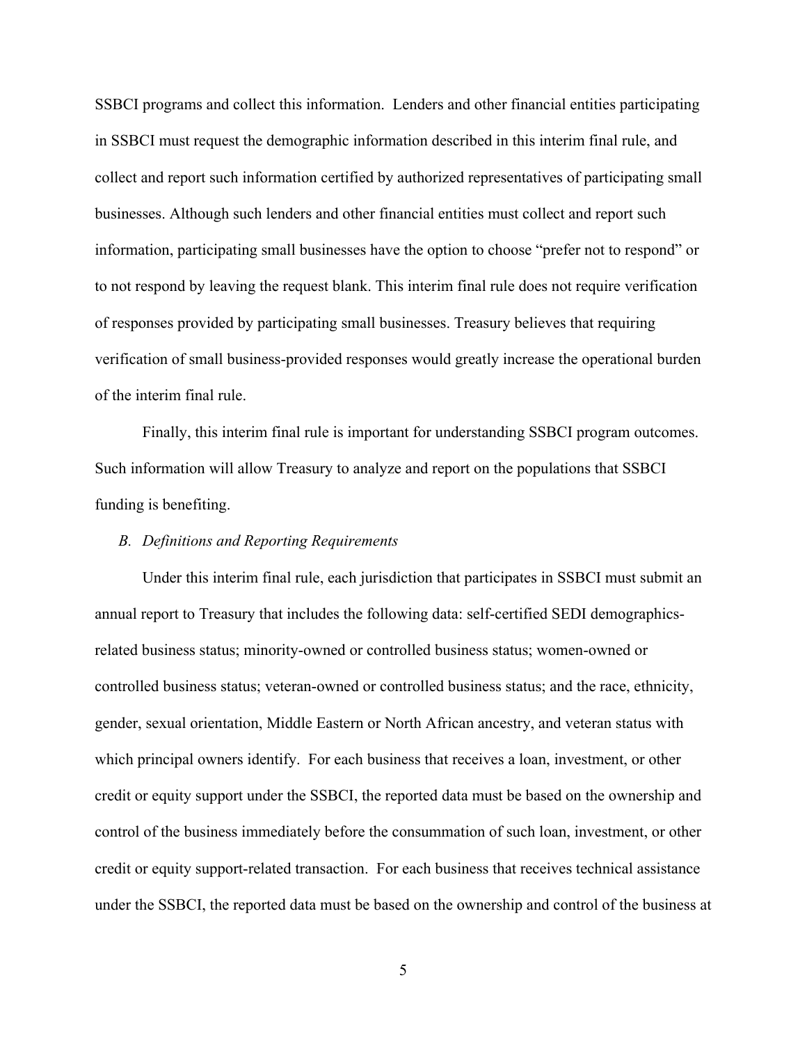SSBCI programs and collect this information. Lenders and other financial entities participating in SSBCI must request the demographic information described in this interim final rule, and collect and report such information certified by authorized representatives of participating small businesses. Although such lenders and other financial entities must collect and report such information, participating small businesses have the option to choose "prefer not to respond" or to not respond by leaving the request blank. This interim final rule does not require verification of responses provided by participating small businesses. Treasury believes that requiring verification of small business-provided responses would greatly increase the operational burden of the interim final rule.

Finally, this interim final rule is important for understanding SSBCI program outcomes. Such information will allow Treasury to analyze and report on the populations that SSBCI funding is benefiting.

*B. Definitions and Reporting Requirements*

Under this interim final rule, each jurisdiction that participates in SSBCI must submit an annual report to Treasury that includes the following data: self-certified SEDI demographics-related business status; minority-owned or controlled business status; women-owned or controlled business status; veteran-owned or controlled business status; and the race, ethnicity, gender, sexual orientation, Middle Eastern or North African ancestry, and veteran status with which principal owners identify. For each business that receives a loan, investment, or other credit or equity support under the SSBCI, the reported data must be based on the ownership and control of the business immediately before the consummation of such loan, investment, or other credit or equity support-related transaction. For each business that receives technical assistance under the SSBCI, the reported data must be based on the ownership and control of the business at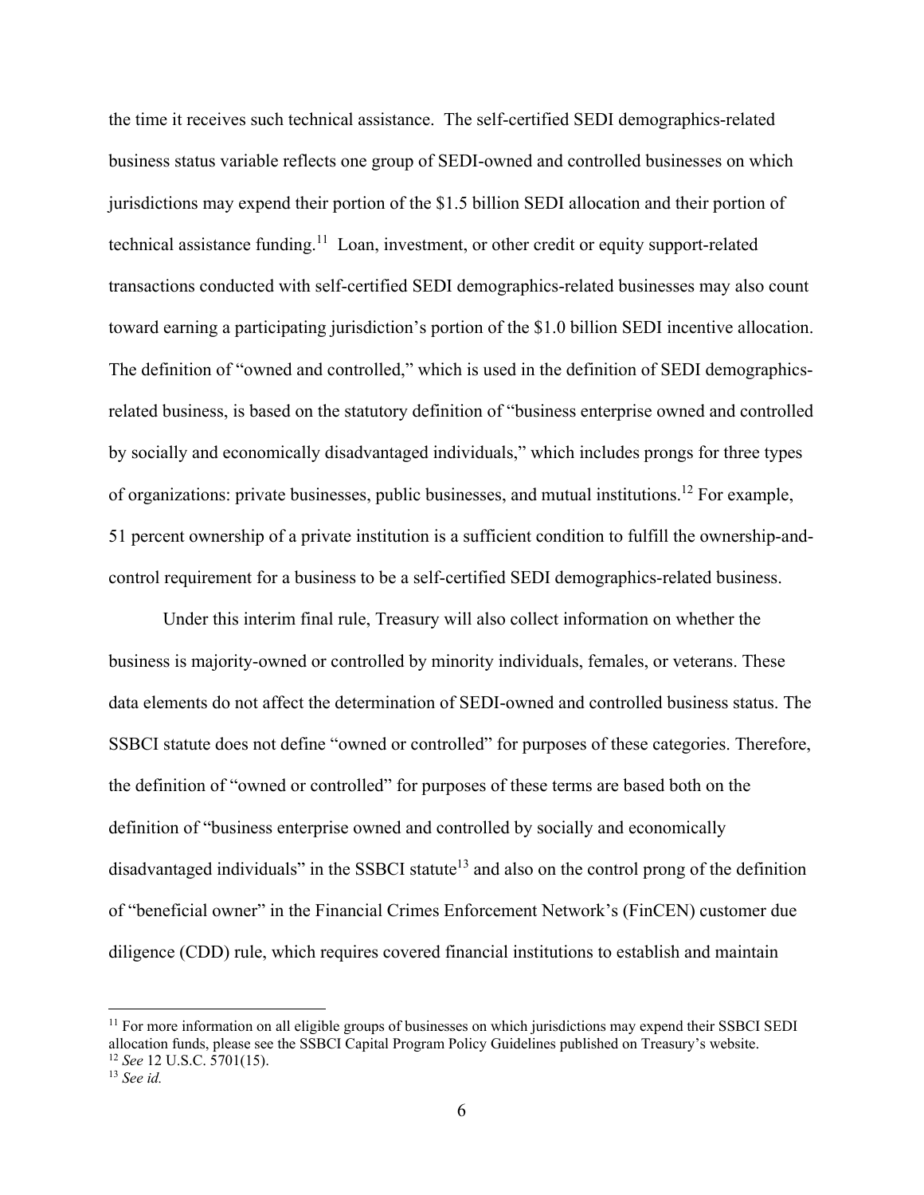the time it receives such technical assistance. The self-certified SEDI demographics-related business status variable reflects one group of SEDI-owned and controlled businesses on which jurisdictions may expend their portion of the $1.5 billion SEDI allocation and their portion of technical assistance funding.[11] Loan, investment, or other credit or equity support-related transactions conducted with self-certified SEDI demographics-related businesses may also count toward earning a participating jurisdiction's portion of the $1.0 billion SEDI incentive allocation. The definition of "owned and controlled," which is used in the definition of SEDI demographics-related business, is based on the statutory definition of "business enterprise owned and controlled by socially and economically disadvantaged individuals," which includes prongs for three types of organizations: private businesses, public businesses, and mutual institutions.[12] For example, 51 percent ownership of a private institution is a sufficient condition to fulfill the ownership-and-control requirement for a business to be a self-certified SEDI demographics-related business.

Under this interim final rule, Treasury will also collect information on whether the business is majority-owned or controlled by minority individuals, females, or veterans. These data elements do not affect the determination of SEDI-owned and controlled business status. The SSBCI statute does not define "owned or controlled" for purposes of these categories. Therefore, the definition of "owned or controlled" for purposes of these terms are based both on the definition of "business enterprise owned and controlled by socially and economically disadvantaged individuals" in the SSBCI statute[13] and also on the control prong of the definition of "beneficial owner" in the Financial Crimes Enforcement Network's (FinCEN) customer due diligence (CDD) rule, which requires covered financial institutions to establish and maintain

---

[11] For more information on all eligible groups of businesses on which jurisdictions may expend their SSBCI SEDI allocation funds, please see the SSBCI Capital Program Policy Guidelines published on Treasury's website.

[12] *See* 12 U.S.C. 5701(15).

[13] *See id.*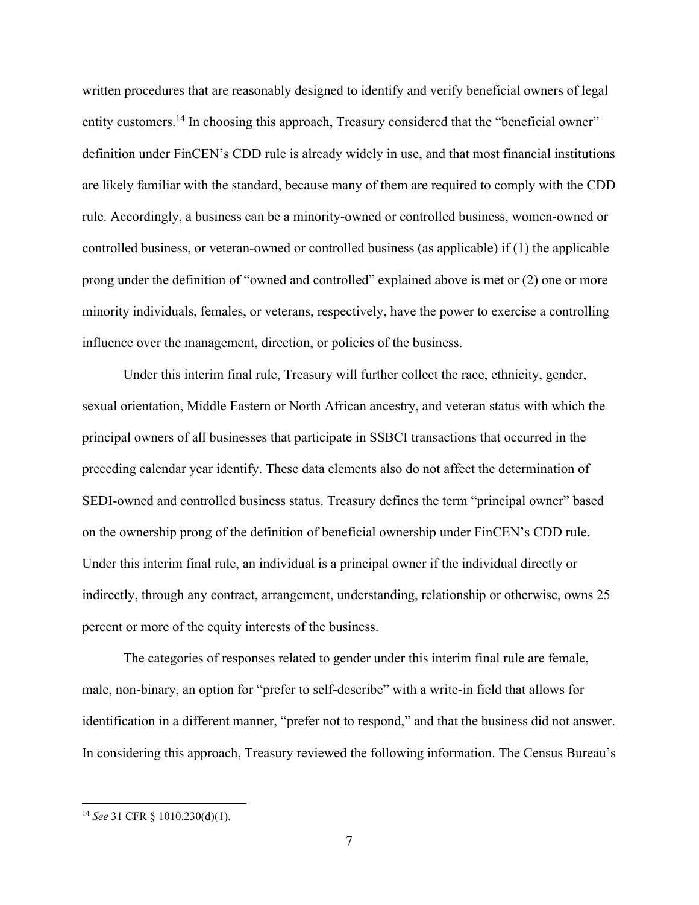written procedures that are reasonably designed to identify and verify beneficial owners of legal entity customers.[14] In choosing this approach, Treasury considered that the "beneficial owner" definition under FinCEN's CDD rule is already widely in use, and that most financial institutions are likely familiar with the standard, because many of them are required to comply with the CDD rule. Accordingly, a business can be a minority-owned or controlled business, women-owned or controlled business, or veteran-owned or controlled business (as applicable) if (1) the applicable prong under the definition of "owned and controlled" explained above is met or (2) one or more minority individuals, females, or veterans, respectively, have the power to exercise a controlling influence over the management, direction, or policies of the business.

Under this interim final rule, Treasury will further collect the race, ethnicity, gender, sexual orientation, Middle Eastern or North African ancestry, and veteran status with which the principal owners of all businesses that participate in SSBCI transactions that occurred in the preceding calendar year identify. These data elements also do not affect the determination of SEDI-owned and controlled business status. Treasury defines the term "principal owner" based on the ownership prong of the definition of beneficial ownership under FinCEN's CDD rule. Under this interim final rule, an individual is a principal owner if the individual directly or indirectly, through any contract, arrangement, understanding, relationship or otherwise, owns 25 percent or more of the equity interests of the business.

The categories of responses related to gender under this interim final rule are female, male, non-binary, an option for "prefer to self-describe" with a write-in field that allows for identification in a different manner, "prefer not to respond," and that the business did not answer. In considering this approach, Treasury reviewed the following information. The Census Bureau's

[14] *See* 31 CFR § 1010.230(d)(1).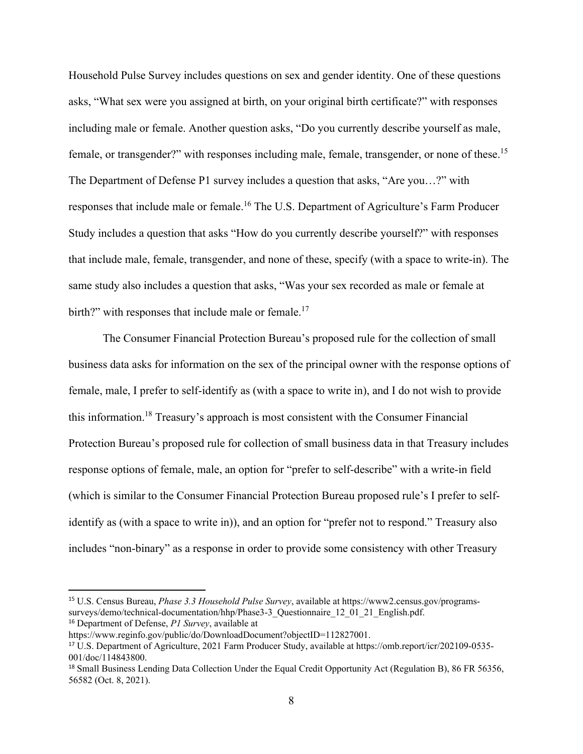Household Pulse Survey includes questions on sex and gender identity. One of these questions asks, "What sex were you assigned at birth, on your original birth certificate?" with responses including male or female. Another question asks, "Do you currently describe yourself as male, female, or transgender?" with responses including male, female, transgender, or none of these.[15] The Department of Defense P1 survey includes a question that asks, "Are you…?" with responses that include male or female.[16] The U.S. Department of Agriculture's Farm Producer Study includes a question that asks "How do you currently describe yourself?" with responses that include male, female, transgender, and none of these, specify (with a space to write-in). The same study also includes a question that asks, "Was your sex recorded as male or female at birth?" with responses that include male or female.[17]

The Consumer Financial Protection Bureau's proposed rule for the collection of small business data asks for information on the sex of the principal owner with the response options of female, male, I prefer to self-identify as (with a space to write in), and I do not wish to provide this information.[18] Treasury's approach is most consistent with the Consumer Financial Protection Bureau's proposed rule for collection of small business data in that Treasury includes response options of female, male, an option for "prefer to self-describe" with a write-in field (which is similar to the Consumer Financial Protection Bureau proposed rule's I prefer to self-identify as (with a space to write in)), and an option for "prefer not to respond." Treasury also includes "non-binary" as a response in order to provide some consistency with other Treasury

---

[15] U.S. Census Bureau, *Phase 3.3 Household Pulse Survey*, available at https://www2.census.gov/programs-surveys/demo/technical-documentation/hhp/Phase3-3_Questionnaire_12_01_21_English.pdf.

[16] Department of Defense, *P1 Survey*, available at https://www.reginfo.gov/public/do/DownloadDocument?objectID=112827001.

[17] U.S. Department of Agriculture, 2021 Farm Producer Study, available at https://omb.report/icr/202109-0535-001/doc/114843800.

[18] Small Business Lending Data Collection Under the Equal Credit Opportunity Act (Regulation B), 86 FR 56356, 56582 (Oct. 8, 2021).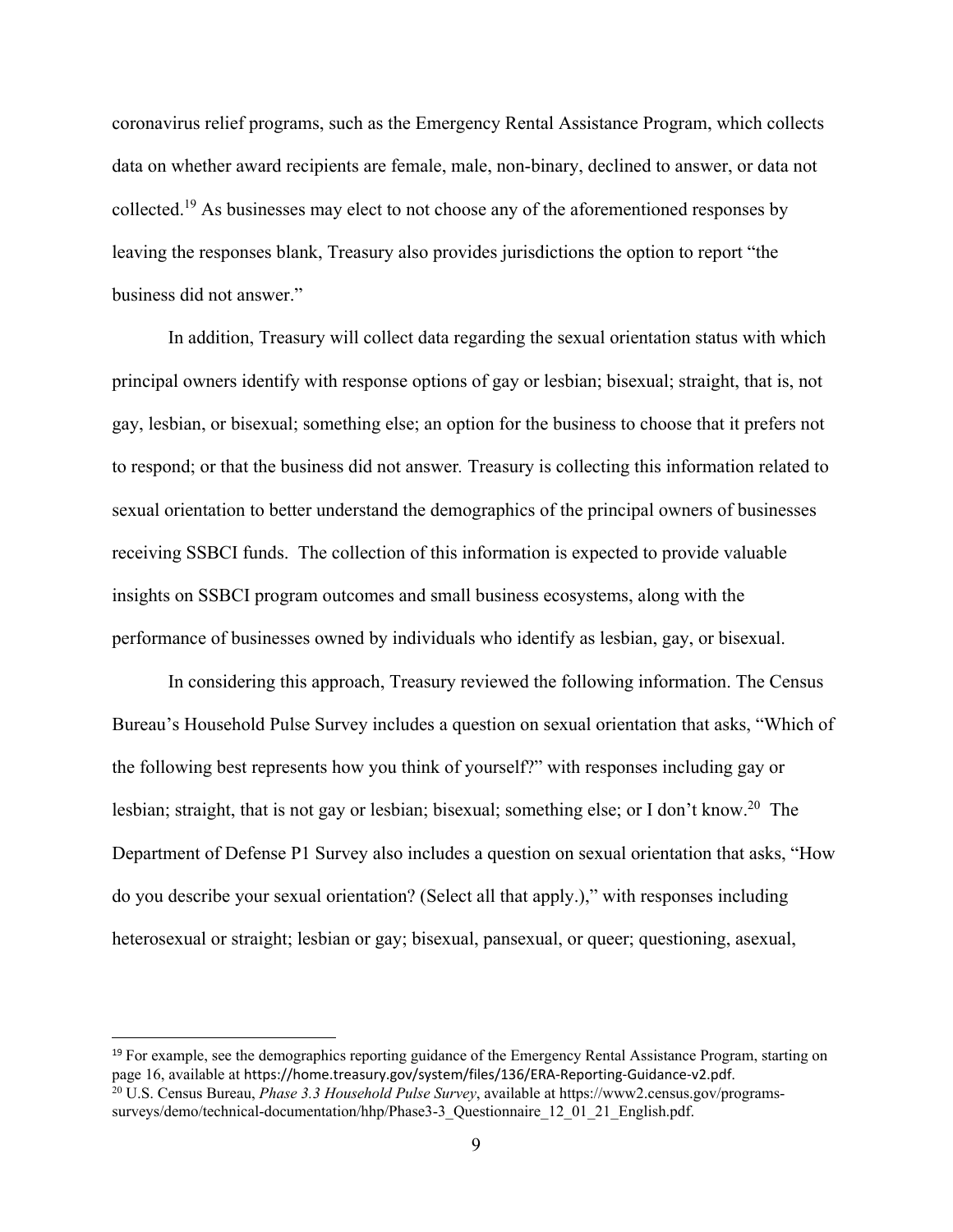coronavirus relief programs, such as the Emergency Rental Assistance Program, which collects data on whether award recipients are female, male, non-binary, declined to answer, or data not collected.[19] As businesses may elect to not choose any of the aforementioned responses by leaving the responses blank, Treasury also provides jurisdictions the option to report "the business did not answer."

In addition, Treasury will collect data regarding the sexual orientation status with which principal owners identify with response options of gay or lesbian; bisexual; straight, that is, not gay, lesbian, or bisexual; something else; an option for the business to choose that it prefers not to respond; or that the business did not answer. Treasury is collecting this information related to sexual orientation to better understand the demographics of the principal owners of businesses receiving SSBCI funds. The collection of this information is expected to provide valuable insights on SSBCI program outcomes and small business ecosystems, along with the performance of businesses owned by individuals who identify as lesbian, gay, or bisexual.

In considering this approach, Treasury reviewed the following information. The Census Bureau's Household Pulse Survey includes a question on sexual orientation that asks, "Which of the following best represents how you think of yourself?" with responses including gay or lesbian; straight, that is not gay or lesbian; bisexual; something else; or I don't know.[20] The Department of Defense P1 Survey also includes a question on sexual orientation that asks, "How do you describe your sexual orientation? (Select all that apply.)," with responses including heterosexual or straight; lesbian or gay; bisexual, pansexual, or queer; questioning, asexual,

---

[19] For example, see the demographics reporting guidance of the Emergency Rental Assistance Program, starting on page 16, available at https://home.treasury.gov/system/files/136/ERA-Reporting-Guidance-v2.pdf.

[20] U.S. Census Bureau, *Phase 3.3 Household Pulse Survey*, available at https://www2.census.gov/programs-surveys/demo/technical-documentation/hhp/Phase3-3_Questionnaire_12_01_21_English.pdf.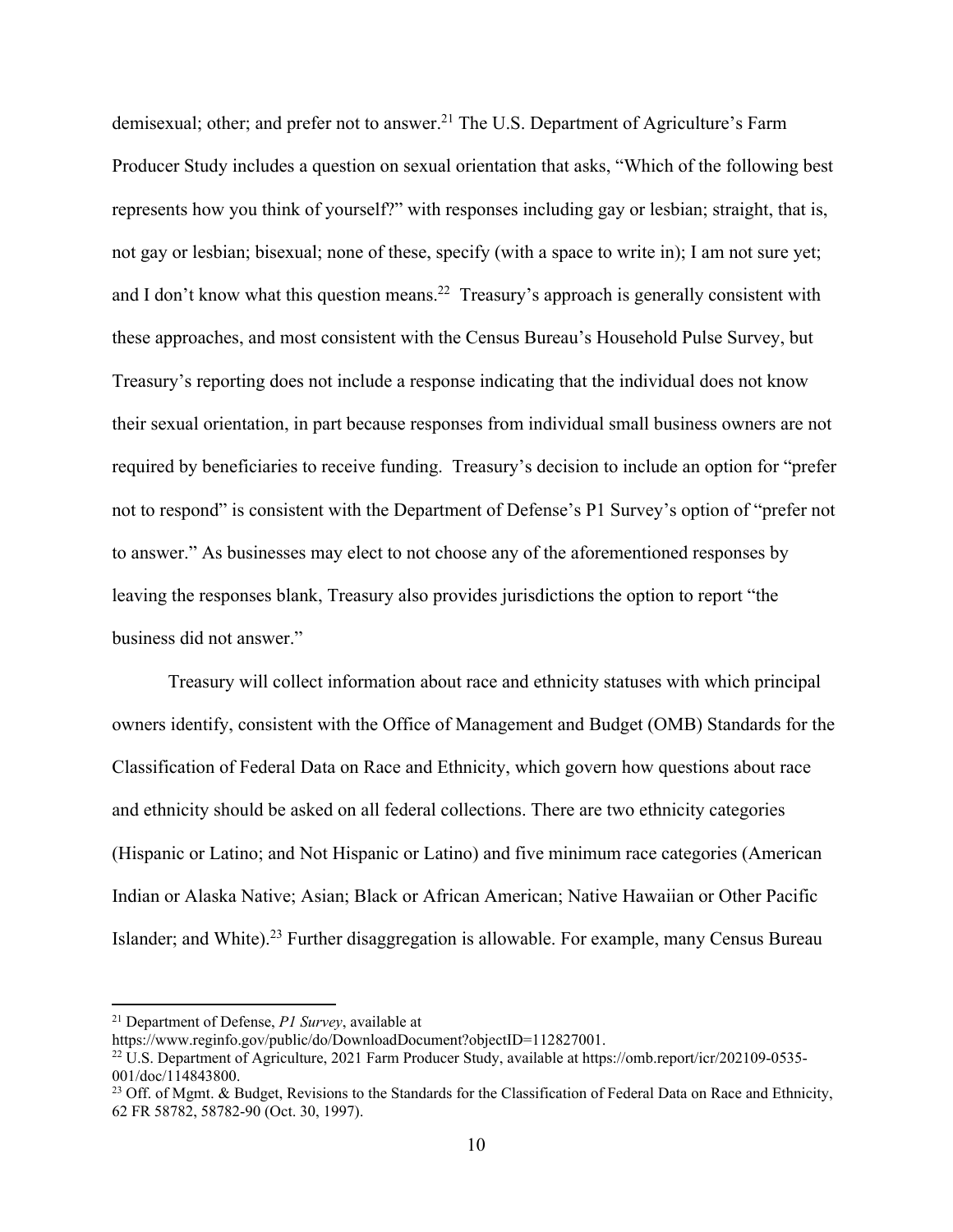demisexual; other; and prefer not to answer.[21] The U.S. Department of Agriculture's Farm Producer Study includes a question on sexual orientation that asks, "Which of the following best represents how you think of yourself?" with responses including gay or lesbian; straight, that is, not gay or lesbian; bisexual; none of these, specify (with a space to write in); I am not sure yet; and I don't know what this question means.[22] Treasury's approach is generally consistent with these approaches, and most consistent with the Census Bureau's Household Pulse Survey, but Treasury's reporting does not include a response indicating that the individual does not know their sexual orientation, in part because responses from individual small business owners are not required by beneficiaries to receive funding. Treasury's decision to include an option for "prefer not to respond" is consistent with the Department of Defense's P1 Survey's option of "prefer not to answer." As businesses may elect to not choose any of the aforementioned responses by leaving the responses blank, Treasury also provides jurisdictions the option to report "the business did not answer."

Treasury will collect information about race and ethnicity statuses with which principal owners identify, consistent with the Office of Management and Budget (OMB) Standards for the Classification of Federal Data on Race and Ethnicity, which govern how questions about race and ethnicity should be asked on all federal collections. There are two ethnicity categories (Hispanic or Latino; and Not Hispanic or Latino) and five minimum race categories (American Indian or Alaska Native; Asian; Black or African American; Native Hawaiian or Other Pacific Islander; and White).[23] Further disaggregation is allowable. For example, many Census Bureau

---

[21] Department of Defense, *P1 Survey*, available at https://www.reginfo.gov/public/do/DownloadDocument?objectID=112827001.

[22] U.S. Department of Agriculture, 2021 Farm Producer Study, available at https://omb.report/icr/202109-0535-001/doc/114843800.

[23] Off. of Mgmt. & Budget, Revisions to the Standards for the Classification of Federal Data on Race and Ethnicity, 62 FR 58782, 58782-90 (Oct. 30, 1997).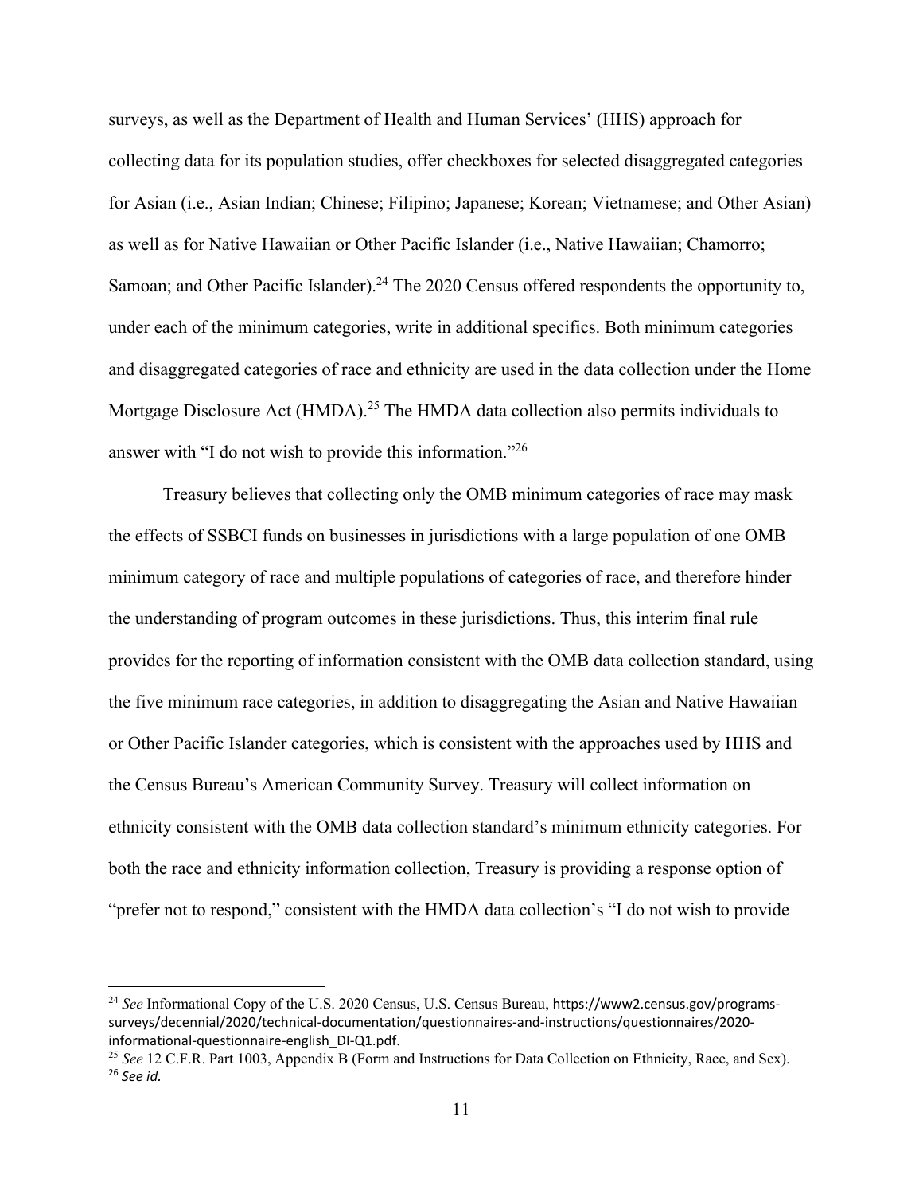surveys, as well as the Department of Health and Human Services' (HHS) approach for collecting data for its population studies, offer checkboxes for selected disaggregated categories for Asian (i.e., Asian Indian; Chinese; Filipino; Japanese; Korean; Vietnamese; and Other Asian) as well as for Native Hawaiian or Other Pacific Islander (i.e., Native Hawaiian; Chamorro; Samoan; and Other Pacific Islander).[24] The 2020 Census offered respondents the opportunity to, under each of the minimum categories, write in additional specifics. Both minimum categories and disaggregated categories of race and ethnicity are used in the data collection under the Home Mortgage Disclosure Act (HMDA).[25] The HMDA data collection also permits individuals to answer with "I do not wish to provide this information."[26]

Treasury believes that collecting only the OMB minimum categories of race may mask the effects of SSBCI funds on businesses in jurisdictions with a large population of one OMB minimum category of race and multiple populations of categories of race, and therefore hinder the understanding of program outcomes in these jurisdictions. Thus, this interim final rule provides for the reporting of information consistent with the OMB data collection standard, using the five minimum race categories, in addition to disaggregating the Asian and Native Hawaiian or Other Pacific Islander categories, which is consistent with the approaches used by HHS and the Census Bureau's American Community Survey. Treasury will collect information on ethnicity consistent with the OMB data collection standard's minimum ethnicity categories. For both the race and ethnicity information collection, Treasury is providing a response option of "prefer not to respond," consistent with the HMDA data collection's "I do not wish to provide

---

[24] *See* Informational Copy of the U.S. 2020 Census, U.S. Census Bureau, https://www2.census.gov/programs-surveys/decennial/2020/technical-documentation/questionnaires-and-instructions/questionnaires/2020-informational-questionnaire-english_DI-Q1.pdf.

[25] *See* 12 C.F.R. Part 1003, Appendix B (Form and Instructions for Data Collection on Ethnicity, Race, and Sex).

[26] *See id.*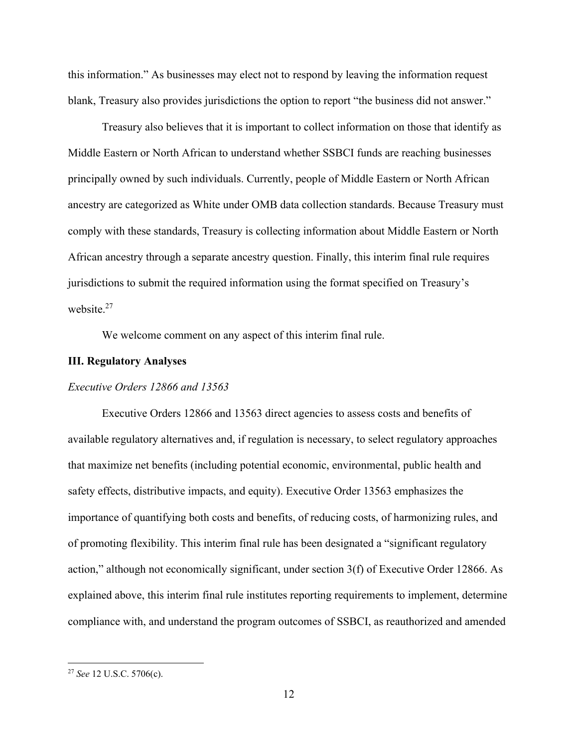this information." As businesses may elect not to respond by leaving the information request blank, Treasury also provides jurisdictions the option to report "the business did not answer."

Treasury also believes that it is important to collect information on those that identify as Middle Eastern or North African to understand whether SSBCI funds are reaching businesses principally owned by such individuals. Currently, people of Middle Eastern or North African ancestry are categorized as White under OMB data collection standards. Because Treasury must comply with these standards, Treasury is collecting information about Middle Eastern or North African ancestry through a separate ancestry question. Finally, this interim final rule requires jurisdictions to submit the required information using the format specified on Treasury's website.[27]

We welcome comment on any aspect of this interim final rule.

## III. Regulatory Analyses

### *Executive Orders 12866 and 13563*

Executive Orders 12866 and 13563 direct agencies to assess costs and benefits of available regulatory alternatives and, if regulation is necessary, to select regulatory approaches that maximize net benefits (including potential economic, environmental, public health and safety effects, distributive impacts, and equity). Executive Order 13563 emphasizes the importance of quantifying both costs and benefits, of reducing costs, of harmonizing rules, and of promoting flexibility. This interim final rule has been designated a "significant regulatory action," although not economically significant, under section 3(f) of Executive Order 12866. As explained above, this interim final rule institutes reporting requirements to implement, determine compliance with, and understand the program outcomes of SSBCI, as reauthorized and amended

[27] *See* 12 U.S.C. 5706(c).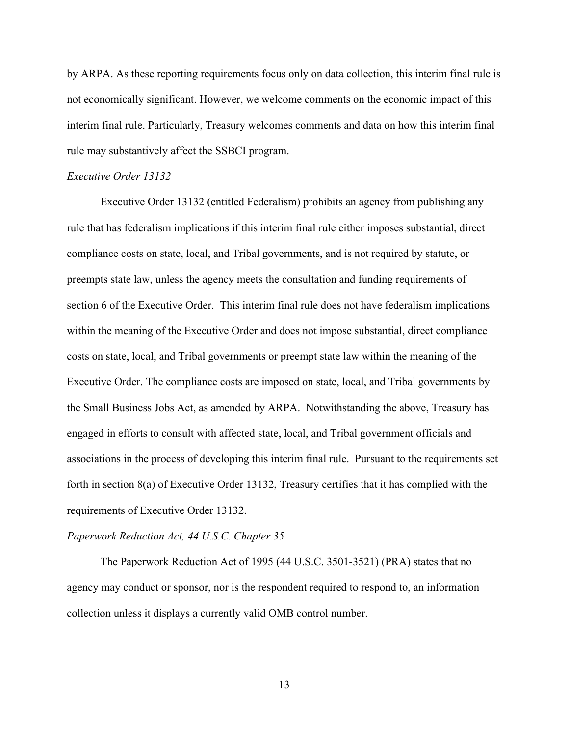by ARPA. As these reporting requirements focus only on data collection, this interim final rule is not economically significant. However, we welcome comments on the economic impact of this interim final rule. Particularly, Treasury welcomes comments and data on how this interim final rule may substantively affect the SSBCI program.

*Executive Order 13132*

Executive Order 13132 (entitled Federalism) prohibits an agency from publishing any rule that has federalism implications if this interim final rule either imposes substantial, direct compliance costs on state, local, and Tribal governments, and is not required by statute, or preempts state law, unless the agency meets the consultation and funding requirements of section 6 of the Executive Order. This interim final rule does not have federalism implications within the meaning of the Executive Order and does not impose substantial, direct compliance costs on state, local, and Tribal governments or preempt state law within the meaning of the Executive Order. The compliance costs are imposed on state, local, and Tribal governments by the Small Business Jobs Act, as amended by ARPA. Notwithstanding the above, Treasury has engaged in efforts to consult with affected state, local, and Tribal government officials and associations in the process of developing this interim final rule. Pursuant to the requirements set forth in section 8(a) of Executive Order 13132, Treasury certifies that it has complied with the requirements of Executive Order 13132.

*Paperwork Reduction Act, 44 U.S.C. Chapter 35*

The Paperwork Reduction Act of 1995 (44 U.S.C. 3501-3521) (PRA) states that no agency may conduct or sponsor, nor is the respondent required to respond to, an information collection unless it displays a currently valid OMB control number.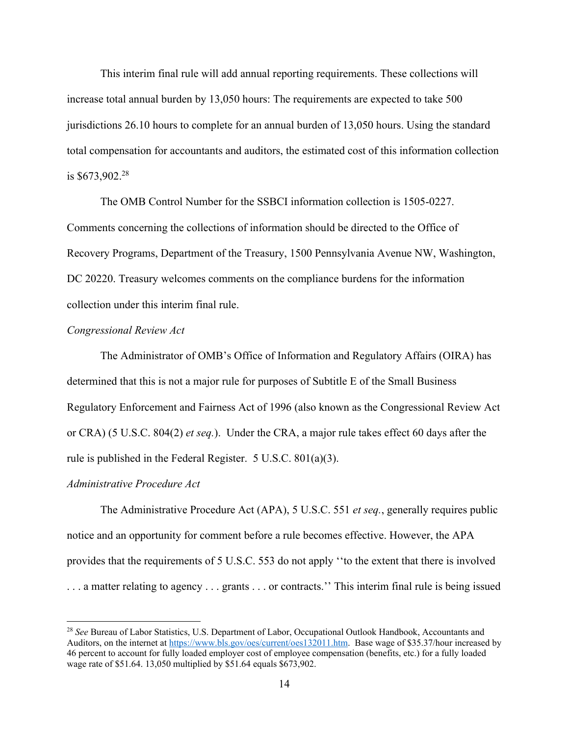This interim final rule will add annual reporting requirements. These collections will increase total annual burden by 13,050 hours: The requirements are expected to take 500 jurisdictions 26.10 hours to complete for an annual burden of 13,050 hours. Using the standard total compensation for accountants and auditors, the estimated cost of this information collection is $673,902.[28]

The OMB Control Number for the SSBCI information collection is 1505-0227. Comments concerning the collections of information should be directed to the Office of Recovery Programs, Department of the Treasury, 1500 Pennsylvania Avenue NW, Washington, DC 20220. Treasury welcomes comments on the compliance burdens for the information collection under this interim final rule.

*Congressional Review Act*

The Administrator of OMB's Office of Information and Regulatory Affairs (OIRA) has determined that this is not a major rule for purposes of Subtitle E of the Small Business Regulatory Enforcement and Fairness Act of 1996 (also known as the Congressional Review Act or CRA) (5 U.S.C. 804(2) *et seq.*). Under the CRA, a major rule takes effect 60 days after the rule is published in the Federal Register. 5 U.S.C. 801(a)(3).

*Administrative Procedure Act*

The Administrative Procedure Act (APA), 5 U.S.C. 551 *et seq.*, generally requires public notice and an opportunity for comment before a rule becomes effective. However, the APA provides that the requirements of 5 U.S.C. 553 do not apply ''to the extent that there is involved . . . a matter relating to agency . . . grants . . . or contracts.'' This interim final rule is being issued

---

[28] *See* Bureau of Labor Statistics, U.S. Department of Labor, Occupational Outlook Handbook, Accountants and Auditors, on the internet at https://www.bls.gov/oes/current/oes132011.htm. Base wage of $35.37/hour increased by 46 percent to account for fully loaded employer cost of employee compensation (benefits, etc.) for a fully loaded wage rate of $51.64. 13,050 multiplied by $51.64 equals $673,902.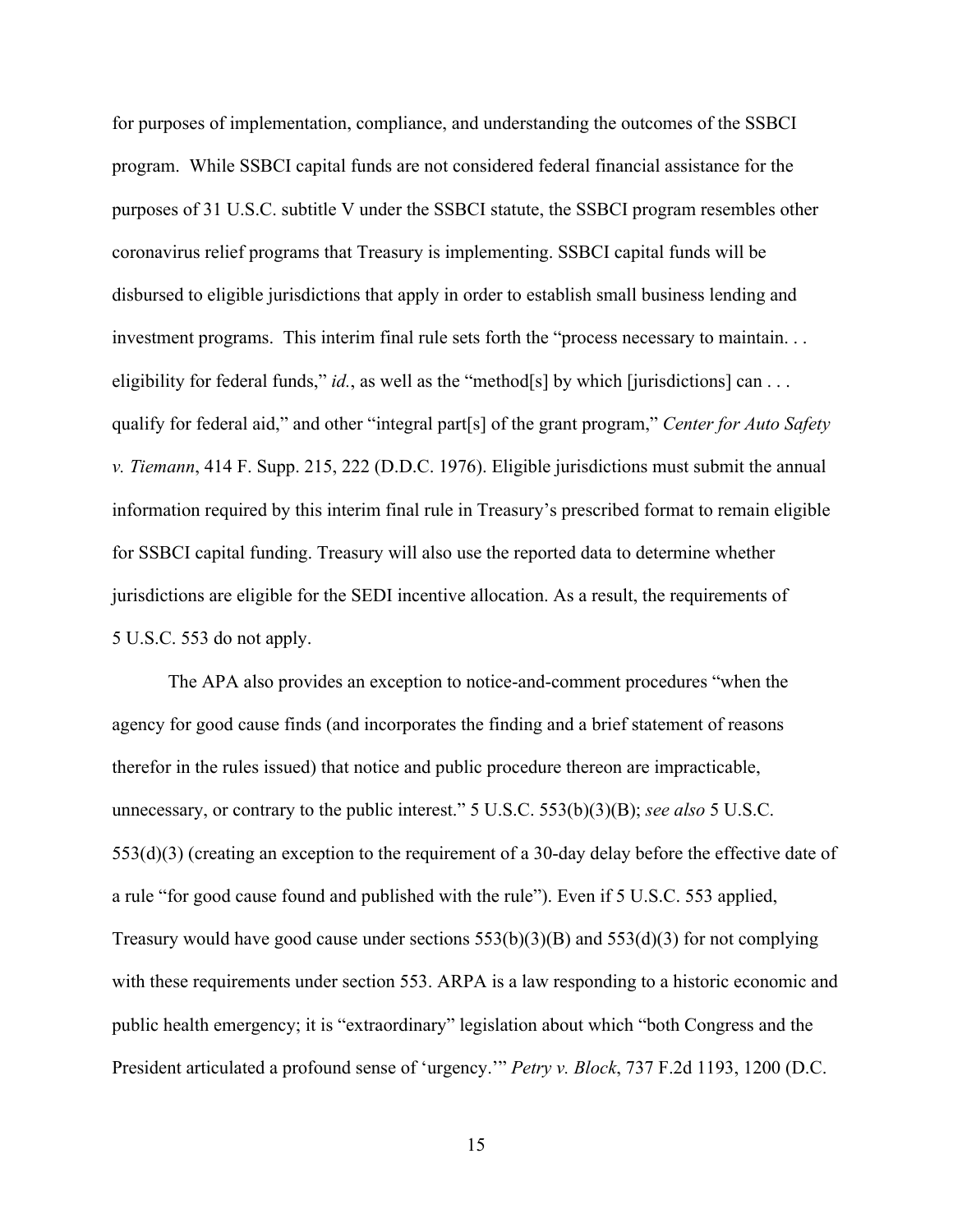for purposes of implementation, compliance, and understanding the outcomes of the SSBCI program. While SSBCI capital funds are not considered federal financial assistance for the purposes of 31 U.S.C. subtitle V under the SSBCI statute, the SSBCI program resembles other coronavirus relief programs that Treasury is implementing. SSBCI capital funds will be disbursed to eligible jurisdictions that apply in order to establish small business lending and investment programs. This interim final rule sets forth the "process necessary to maintain. . . eligibility for federal funds," *id.*, as well as the "method[s] by which [jurisdictions] can . . . qualify for federal aid," and other "integral part[s] of the grant program," *Center for Auto Safety v. Tiemann*, 414 F. Supp. 215, 222 (D.D.C. 1976). Eligible jurisdictions must submit the annual information required by this interim final rule in Treasury's prescribed format to remain eligible for SSBCI capital funding. Treasury will also use the reported data to determine whether jurisdictions are eligible for the SEDI incentive allocation. As a result, the requirements of 5 U.S.C. 553 do not apply.

The APA also provides an exception to notice-and-comment procedures "when the agency for good cause finds (and incorporates the finding and a brief statement of reasons therefor in the rules issued) that notice and public procedure thereon are impracticable, unnecessary, or contrary to the public interest." 5 U.S.C. 553(b)(3)(B); *see also* 5 U.S.C. 553(d)(3) (creating an exception to the requirement of a 30-day delay before the effective date of a rule "for good cause found and published with the rule"). Even if 5 U.S.C. 553 applied, Treasury would have good cause under sections 553(b)(3)(B) and 553(d)(3) for not complying with these requirements under section 553. ARPA is a law responding to a historic economic and public health emergency; it is "extraordinary" legislation about which "both Congress and the President articulated a profound sense of 'urgency.'" *Petry v. Block*, 737 F.2d 1193, 1200 (D.C.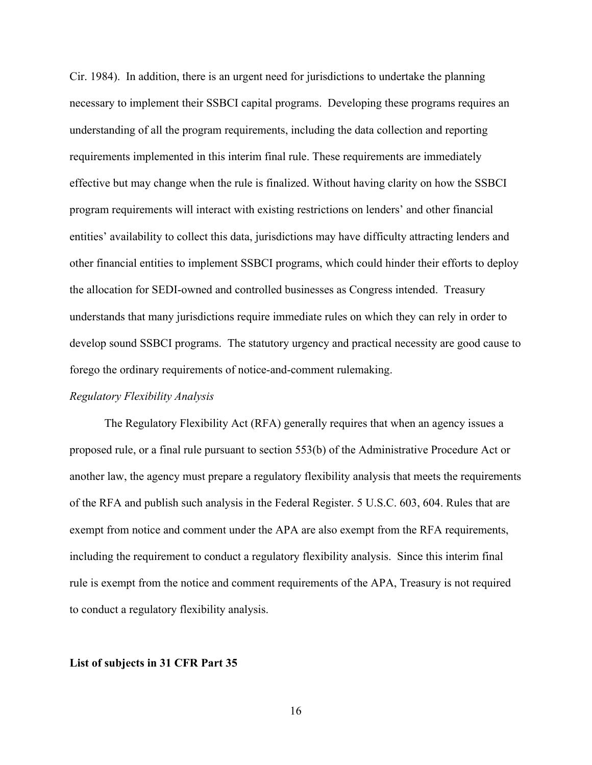Cir. 1984). In addition, there is an urgent need for jurisdictions to undertake the planning necessary to implement their SSBCI capital programs. Developing these programs requires an understanding of all the program requirements, including the data collection and reporting requirements implemented in this interim final rule. These requirements are immediately effective but may change when the rule is finalized. Without having clarity on how the SSBCI program requirements will interact with existing restrictions on lenders' and other financial entities' availability to collect this data, jurisdictions may have difficulty attracting lenders and other financial entities to implement SSBCI programs, which could hinder their efforts to deploy the allocation for SEDI-owned and controlled businesses as Congress intended. Treasury understands that many jurisdictions require immediate rules on which they can rely in order to develop sound SSBCI programs. The statutory urgency and practical necessity are good cause to forego the ordinary requirements of notice-and-comment rulemaking.

*Regulatory Flexibility Analysis*

The Regulatory Flexibility Act (RFA) generally requires that when an agency issues a proposed rule, or a final rule pursuant to section 553(b) of the Administrative Procedure Act or another law, the agency must prepare a regulatory flexibility analysis that meets the requirements of the RFA and publish such analysis in the Federal Register. 5 U.S.C. 603, 604. Rules that are exempt from notice and comment under the APA are also exempt from the RFA requirements, including the requirement to conduct a regulatory flexibility analysis. Since this interim final rule is exempt from the notice and comment requirements of the APA, Treasury is not required to conduct a regulatory flexibility analysis.

**List of subjects in 31 CFR Part 35**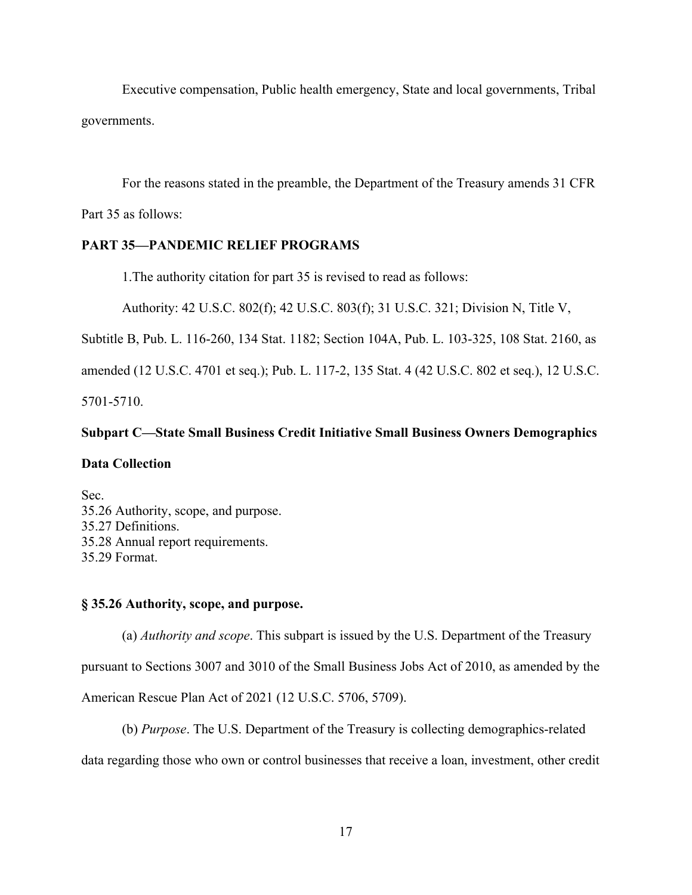Executive compensation, Public health emergency, State and local governments, Tribal governments.

For the reasons stated in the preamble, the Department of the Treasury amends 31 CFR Part 35 as follows:

**PART 35—PANDEMIC RELIEF PROGRAMS**

1.The authority citation for part 35 is revised to read as follows:

Authority: 42 U.S.C. 802(f); 42 U.S.C. 803(f); 31 U.S.C. 321; Division N, Title V, Subtitle B, Pub. L. 116-260, 134 Stat. 1182; Section 104A, Pub. L. 103-325, 108 Stat. 2160, as amended (12 U.S.C. 4701 et seq.); Pub. L. 117-2, 135 Stat. 4 (42 U.S.C. 802 et seq.), 12 U.S.C. 5701-5710.

**Subpart C—State Small Business Credit Initiative Small Business Owners Demographics Data Collection**

Sec.
35.26 Authority, scope, and purpose.
35.27 Definitions.
35.28 Annual report requirements.
35.29 Format.

**§ 35.26 Authority, scope, and purpose.**

(a) *Authority and scope*. This subpart is issued by the U.S. Department of the Treasury pursuant to Sections 3007 and 3010 of the Small Business Jobs Act of 2010, as amended by the American Rescue Plan Act of 2021 (12 U.S.C. 5706, 5709).

(b) *Purpose*. The U.S. Department of the Treasury is collecting demographics-related data regarding those who own or control businesses that receive a loan, investment, other credit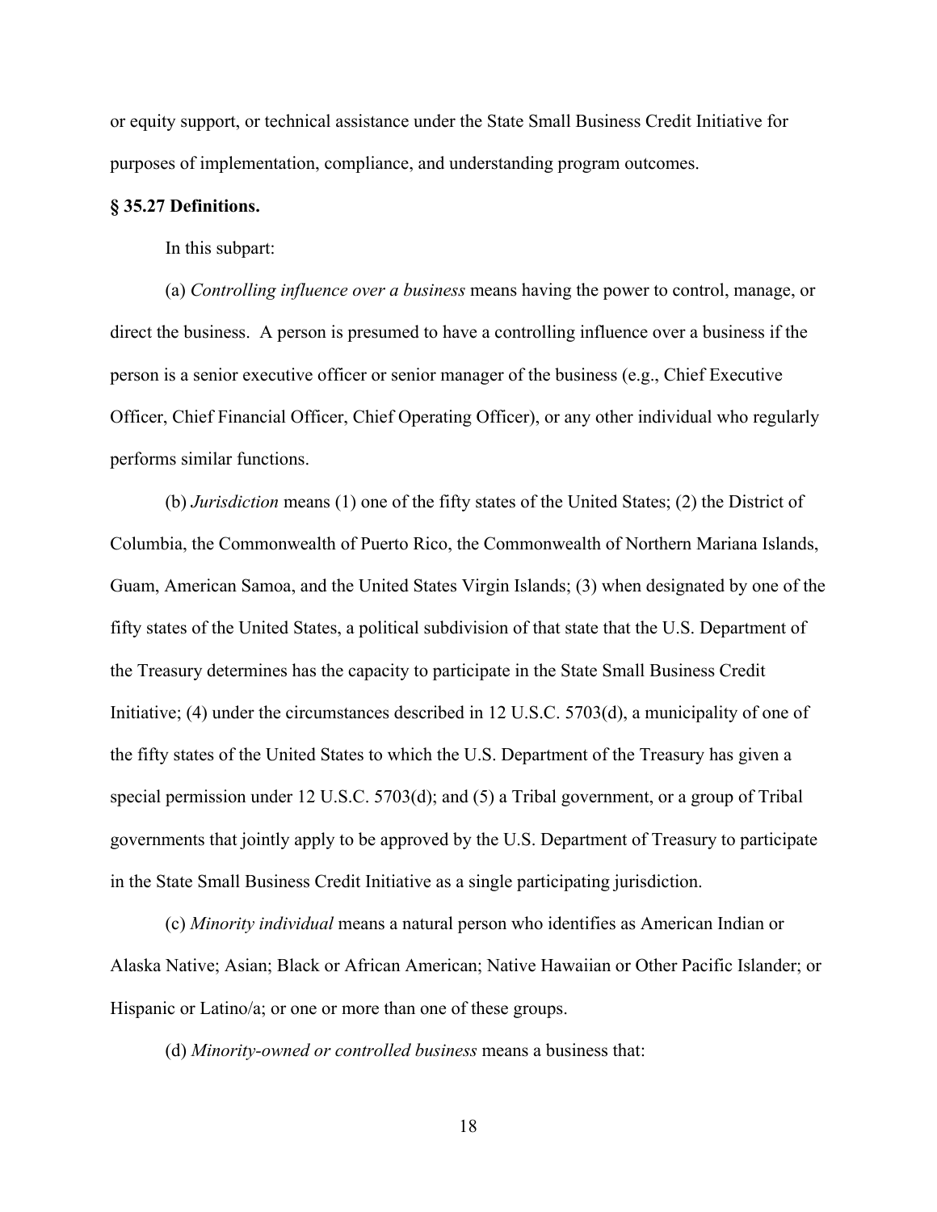or equity support, or technical assistance under the State Small Business Credit Initiative for purposes of implementation, compliance, and understanding program outcomes.

**§ 35.27 Definitions.**

In this subpart:

(a) *Controlling influence over a business* means having the power to control, manage, or direct the business. A person is presumed to have a controlling influence over a business if the person is a senior executive officer or senior manager of the business (e.g., Chief Executive Officer, Chief Financial Officer, Chief Operating Officer), or any other individual who regularly performs similar functions.

(b) *Jurisdiction* means (1) one of the fifty states of the United States; (2) the District of Columbia, the Commonwealth of Puerto Rico, the Commonwealth of Northern Mariana Islands, Guam, American Samoa, and the United States Virgin Islands; (3) when designated by one of the fifty states of the United States, a political subdivision of that state that the U.S. Department of the Treasury determines has the capacity to participate in the State Small Business Credit Initiative; (4) under the circumstances described in 12 U.S.C. 5703(d), a municipality of one of the fifty states of the United States to which the U.S. Department of the Treasury has given a special permission under 12 U.S.C. 5703(d); and (5) a Tribal government, or a group of Tribal governments that jointly apply to be approved by the U.S. Department of Treasury to participate in the State Small Business Credit Initiative as a single participating jurisdiction.

(c) *Minority individual* means a natural person who identifies as American Indian or Alaska Native; Asian; Black or African American; Native Hawaiian or Other Pacific Islander; or Hispanic or Latino/a; or one or more than one of these groups.

(d) *Minority-owned or controlled business* means a business that: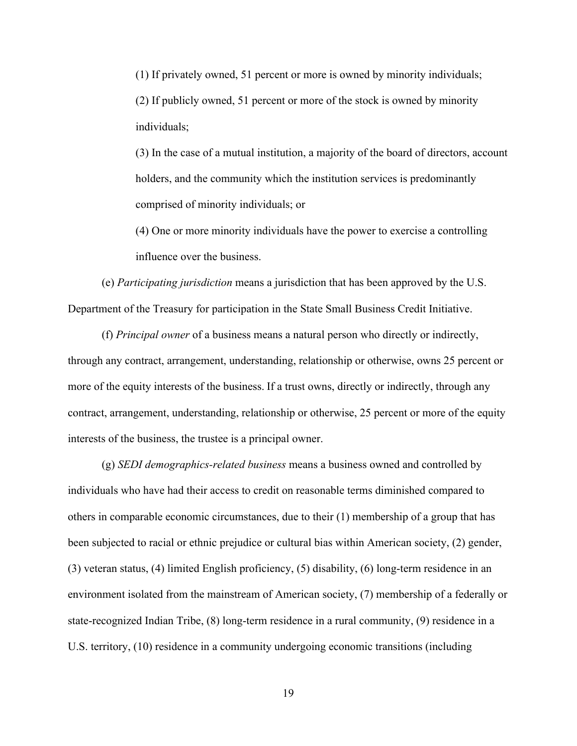(1) If privately owned, 51 percent or more is owned by minority individuals;

(2) If publicly owned, 51 percent or more of the stock is owned by minority individuals;

(3) In the case of a mutual institution, a majority of the board of directors, account holders, and the community which the institution services is predominantly comprised of minority individuals; or

(4) One or more minority individuals have the power to exercise a controlling influence over the business.

(e) *Participating jurisdiction* means a jurisdiction that has been approved by the U.S. Department of the Treasury for participation in the State Small Business Credit Initiative.

(f) *Principal owner* of a business means a natural person who directly or indirectly, through any contract, arrangement, understanding, relationship or otherwise, owns 25 percent or more of the equity interests of the business. If a trust owns, directly or indirectly, through any contract, arrangement, understanding, relationship or otherwise, 25 percent or more of the equity interests of the business, the trustee is a principal owner.

(g) *SEDI demographics-related business* means a business owned and controlled by individuals who have had their access to credit on reasonable terms diminished compared to others in comparable economic circumstances, due to their (1) membership of a group that has been subjected to racial or ethnic prejudice or cultural bias within American society, (2) gender, (3) veteran status, (4) limited English proficiency, (5) disability, (6) long-term residence in an environment isolated from the mainstream of American society, (7) membership of a federally or state-recognized Indian Tribe, (8) long-term residence in a rural community, (9) residence in a U.S. territory, (10) residence in a community undergoing economic transitions (including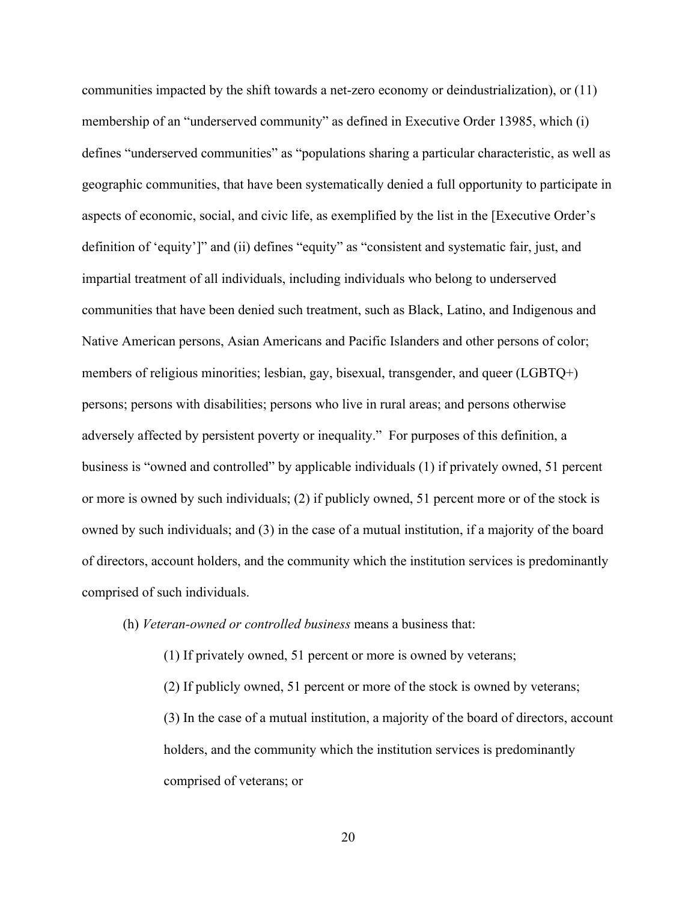communities impacted by the shift towards a net-zero economy or deindustrialization), or (11) membership of an "underserved community" as defined in Executive Order 13985, which (i) defines "underserved communities" as "populations sharing a particular characteristic, as well as geographic communities, that have been systematically denied a full opportunity to participate in aspects of economic, social, and civic life, as exemplified by the list in the [Executive Order's definition of 'equity']" and (ii) defines "equity" as "consistent and systematic fair, just, and impartial treatment of all individuals, including individuals who belong to underserved communities that have been denied such treatment, such as Black, Latino, and Indigenous and Native American persons, Asian Americans and Pacific Islanders and other persons of color; members of religious minorities; lesbian, gay, bisexual, transgender, and queer (LGBTQ+) persons; persons with disabilities; persons who live in rural areas; and persons otherwise adversely affected by persistent poverty or inequality." For purposes of this definition, a business is "owned and controlled" by applicable individuals (1) if privately owned, 51 percent or more is owned by such individuals; (2) if publicly owned, 51 percent more or of the stock is owned by such individuals; and (3) in the case of a mutual institution, if a majority of the board of directors, account holders, and the community which the institution services is predominantly comprised of such individuals.

(h) *Veteran-owned or controlled business* means a business that:

(1) If privately owned, 51 percent or more is owned by veterans;

(2) If publicly owned, 51 percent or more of the stock is owned by veterans;

(3) In the case of a mutual institution, a majority of the board of directors, account holders, and the community which the institution services is predominantly comprised of veterans; or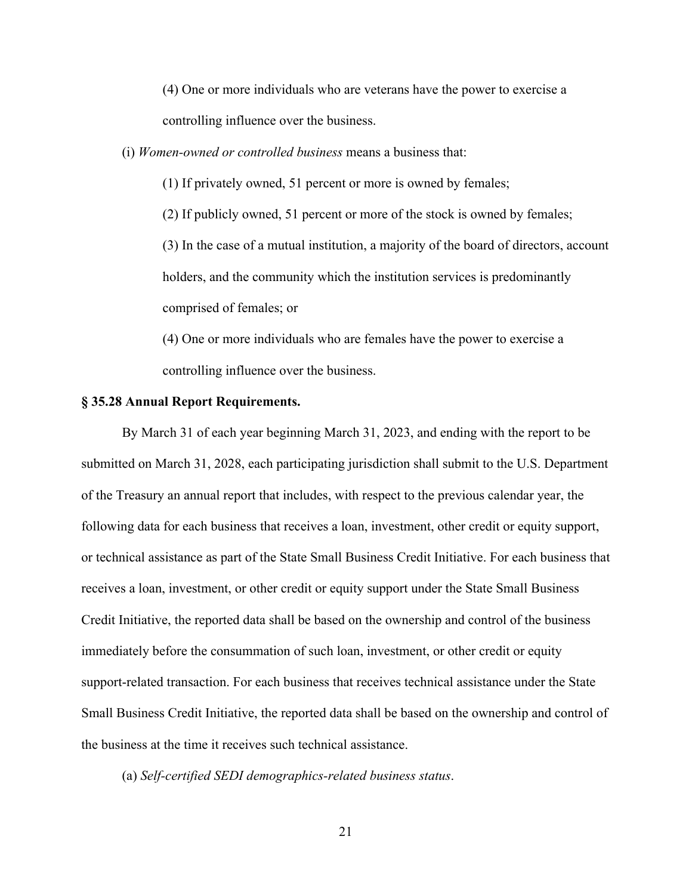(4) One or more individuals who are veterans have the power to exercise a controlling influence over the business.

(i) *Women-owned or controlled business* means a business that:

(1) If privately owned, 51 percent or more is owned by females;

(2) If publicly owned, 51 percent or more of the stock is owned by females;

(3) In the case of a mutual institution, a majority of the board of directors, account holders, and the community which the institution services is predominantly comprised of females; or

(4) One or more individuals who are females have the power to exercise a controlling influence over the business.

**§ 35.28 Annual Report Requirements.**

By March 31 of each year beginning March 31, 2023, and ending with the report to be submitted on March 31, 2028, each participating jurisdiction shall submit to the U.S. Department of the Treasury an annual report that includes, with respect to the previous calendar year, the following data for each business that receives a loan, investment, other credit or equity support, or technical assistance as part of the State Small Business Credit Initiative. For each business that receives a loan, investment, or other credit or equity support under the State Small Business Credit Initiative, the reported data shall be based on the ownership and control of the business immediately before the consummation of such loan, investment, or other credit or equity support-related transaction. For each business that receives technical assistance under the State Small Business Credit Initiative, the reported data shall be based on the ownership and control of the business at the time it receives such technical assistance.

(a) *Self-certified SEDI demographics-related business status*.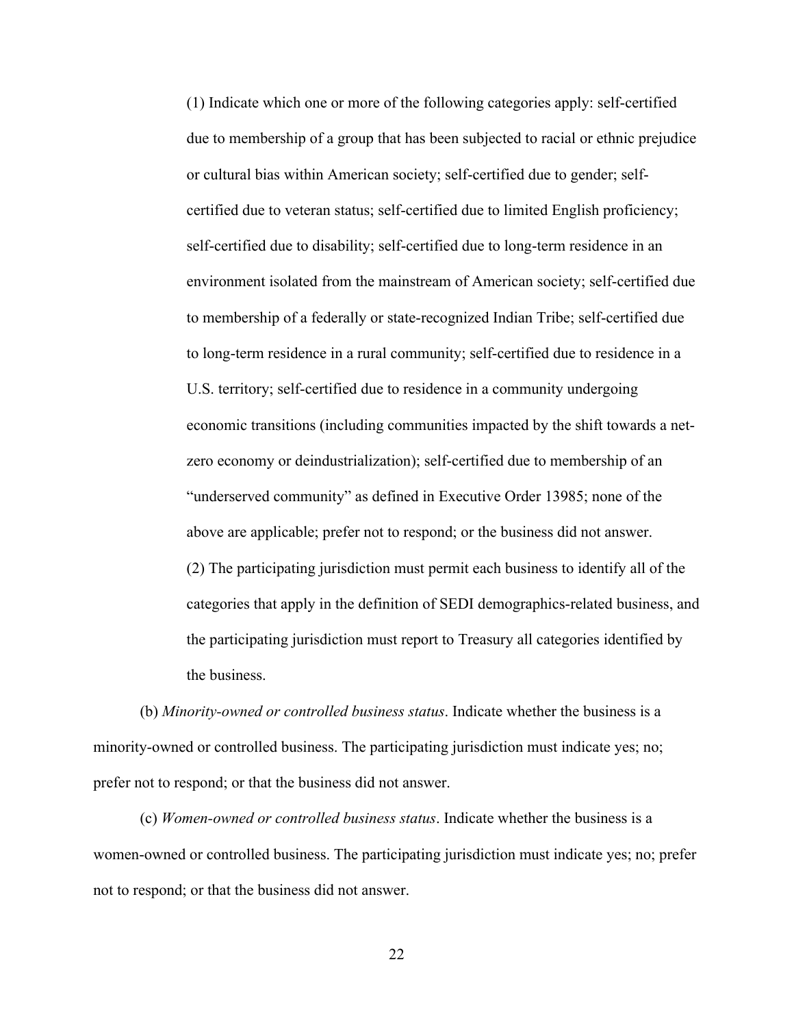(1) Indicate which one or more of the following categories apply: self-certified due to membership of a group that has been subjected to racial or ethnic prejudice or cultural bias within American society; self-certified due to gender; self-certified due to veteran status; self-certified due to limited English proficiency; self-certified due to disability; self-certified due to long-term residence in an environment isolated from the mainstream of American society; self-certified due to membership of a federally or state-recognized Indian Tribe; self-certified due to long-term residence in a rural community; self-certified due to residence in a U.S. territory; self-certified due to residence in a community undergoing economic transitions (including communities impacted by the shift towards a net-zero economy or deindustrialization); self-certified due to membership of an "underserved community" as defined in Executive Order 13985; none of the above are applicable; prefer not to respond; or the business did not answer.

(2) The participating jurisdiction must permit each business to identify all of the categories that apply in the definition of SEDI demographics-related business, and the participating jurisdiction must report to Treasury all categories identified by the business.

(b) *Minority-owned or controlled business status*. Indicate whether the business is a minority-owned or controlled business. The participating jurisdiction must indicate yes; no; prefer not to respond; or that the business did not answer.

(c) *Women-owned or controlled business status*. Indicate whether the business is a women-owned or controlled business. The participating jurisdiction must indicate yes; no; prefer not to respond; or that the business did not answer.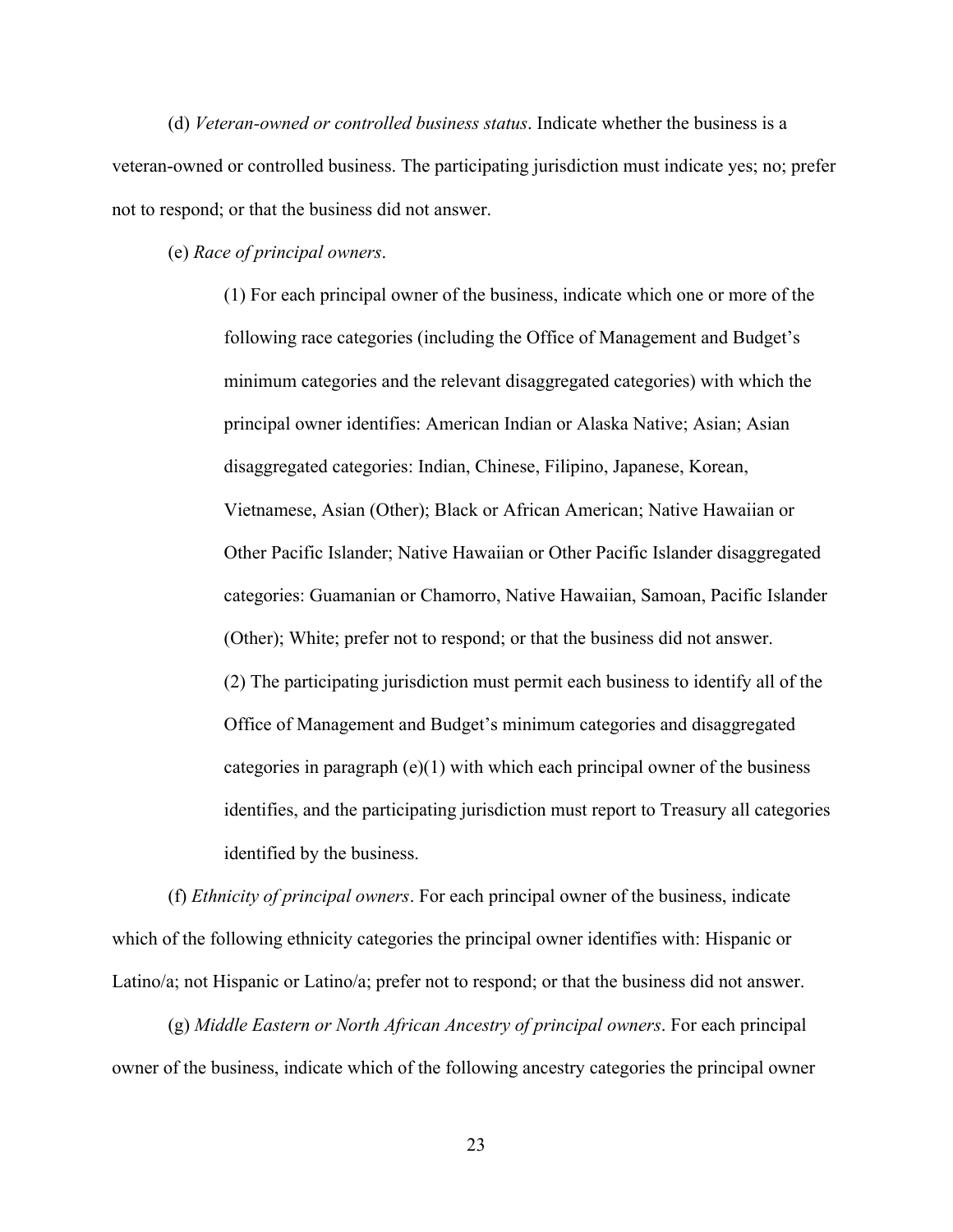(d) *Veteran-owned or controlled business status*. Indicate whether the business is a veteran-owned or controlled business. The participating jurisdiction must indicate yes; no; prefer not to respond; or that the business did not answer.

(e) *Race of principal owners*.

> (1) For each principal owner of the business, indicate which one or more of the following race categories (including the Office of Management and Budget's minimum categories and the relevant disaggregated categories) with which the principal owner identifies: American Indian or Alaska Native; Asian; Asian disaggregated categories: Indian, Chinese, Filipino, Japanese, Korean, Vietnamese, Asian (Other); Black or African American; Native Hawaiian or Other Pacific Islander; Native Hawaiian or Other Pacific Islander disaggregated categories: Guamanian or Chamorro, Native Hawaiian, Samoan, Pacific Islander (Other); White; prefer not to respond; or that the business did not answer.
>
> (2) The participating jurisdiction must permit each business to identify all of the Office of Management and Budget's minimum categories and disaggregated categories in paragraph (e)(1) with which each principal owner of the business identifies, and the participating jurisdiction must report to Treasury all categories identified by the business.

(f) *Ethnicity of principal owners*. For each principal owner of the business, indicate which of the following ethnicity categories the principal owner identifies with: Hispanic or Latino/a; not Hispanic or Latino/a; prefer not to respond; or that the business did not answer.

(g) *Middle Eastern or North African Ancestry of principal owners*. For each principal owner of the business, indicate which of the following ancestry categories the principal owner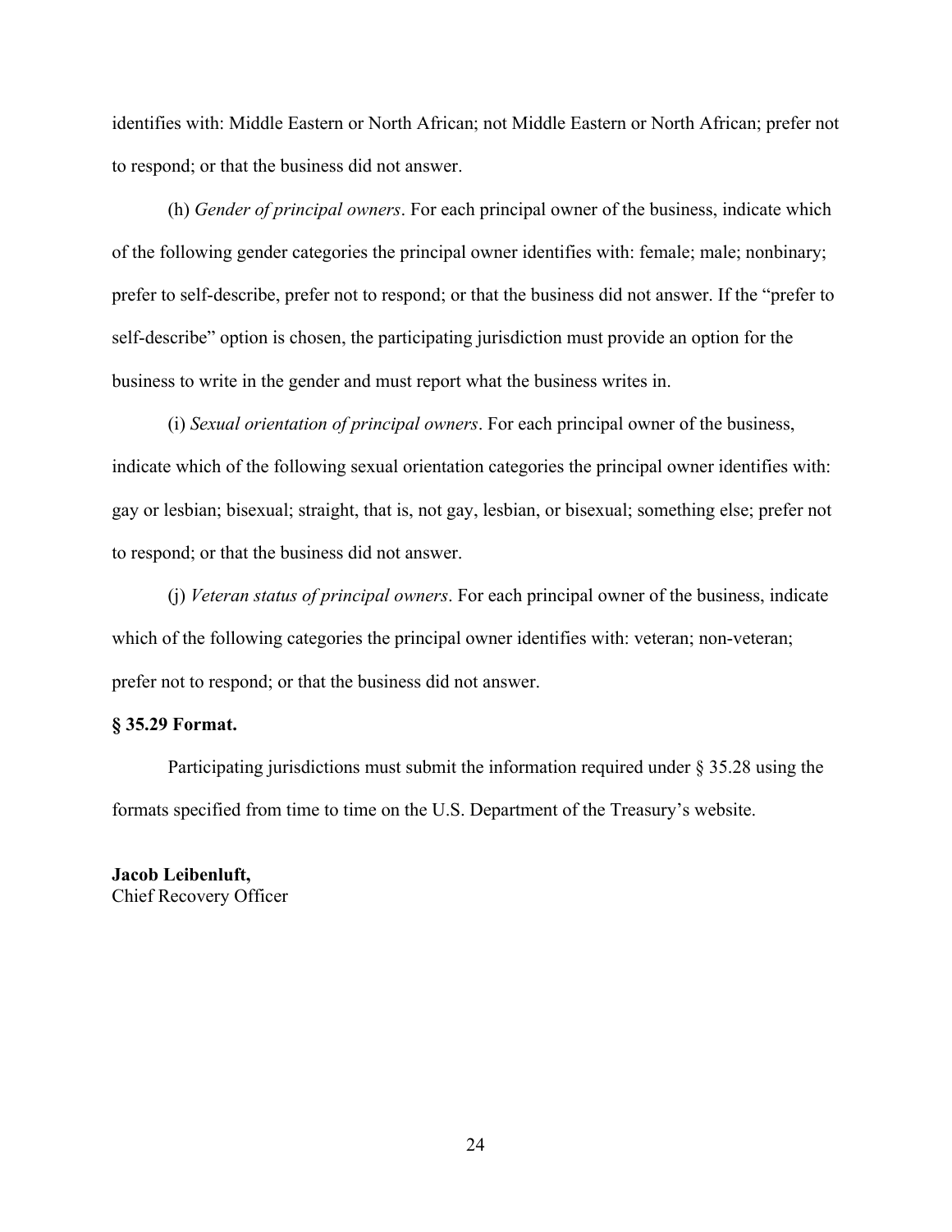identifies with: Middle Eastern or North African; not Middle Eastern or North African; prefer not to respond; or that the business did not answer.

(h) *Gender of principal owners*. For each principal owner of the business, indicate which of the following gender categories the principal owner identifies with: female; male; nonbinary; prefer to self-describe, prefer not to respond; or that the business did not answer. If the "prefer to self-describe" option is chosen, the participating jurisdiction must provide an option for the business to write in the gender and must report what the business writes in.

(i) *Sexual orientation of principal owners*. For each principal owner of the business, indicate which of the following sexual orientation categories the principal owner identifies with: gay or lesbian; bisexual; straight, that is, not gay, lesbian, or bisexual; something else; prefer not to respond; or that the business did not answer.

(j) *Veteran status of principal owners*. For each principal owner of the business, indicate which of the following categories the principal owner identifies with: veteran; non-veteran; prefer not to respond; or that the business did not answer.

**§ 35.29 Format.**

Participating jurisdictions must submit the information required under § 35.28 using the formats specified from time to time on the U.S. Department of the Treasury's website.

**Jacob Leibenluft,**
Chief Recovery Officer